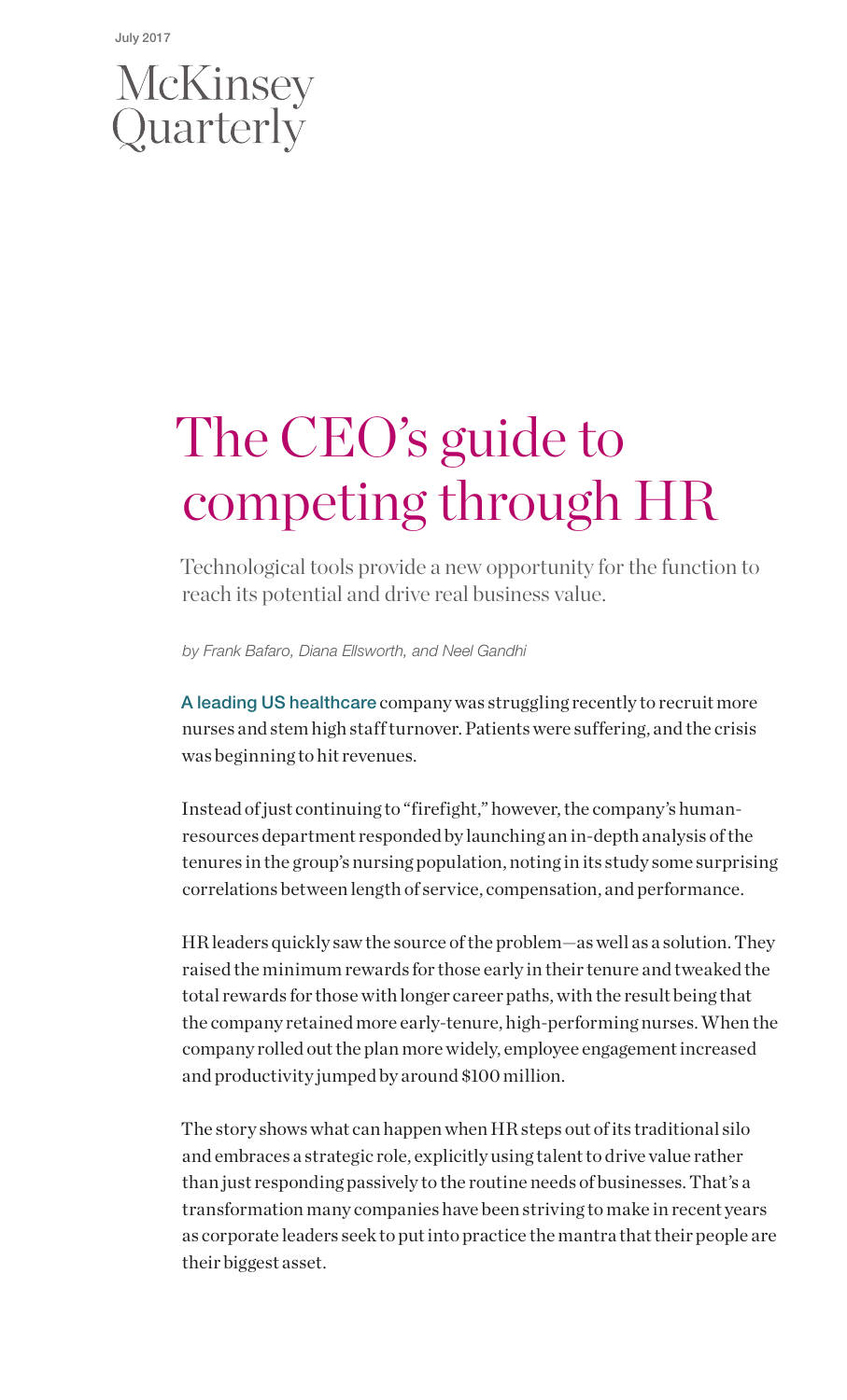July 2017

McKinsey Quarterly

# The CEO's guide to competing through HR

Technological tools provide a new opportunity for the function to reach its potential and drive real business value.

*by Frank Bafaro, Diana Ellsworth, and Neel Gandhi*

A leading US healthcare company was struggling recently to recruit more nurses and stem high staff turnover. Patients were suffering, and the crisis was beginning to hit revenues.

Instead of just continuing to "firefight," however, the company's human-resources department responded by launching an in-depth analysis of the tenures in the group's nursing population, noting in its study some surprising correlations between length of service, compensation, and performance.

HR leaders quickly saw the source of the problem—as well as a solution. They raised the minimum rewards for those early in their tenure and tweaked the total rewards for those with longer career paths, with the result being that the company retained more early-tenure, high-performing nurses. When the company rolled out the plan more widely, employee engagement increased and productivity jumped by around $100 million.

The story shows what can happen when HR steps out of its traditional silo and embraces a strategic role, explicitly using talent to drive value rather than just responding passively to the routine needs of businesses. That's a transformation many companies have been striving to make in recent years as corporate leaders seek to put into practice the mantra that their people are their biggest asset.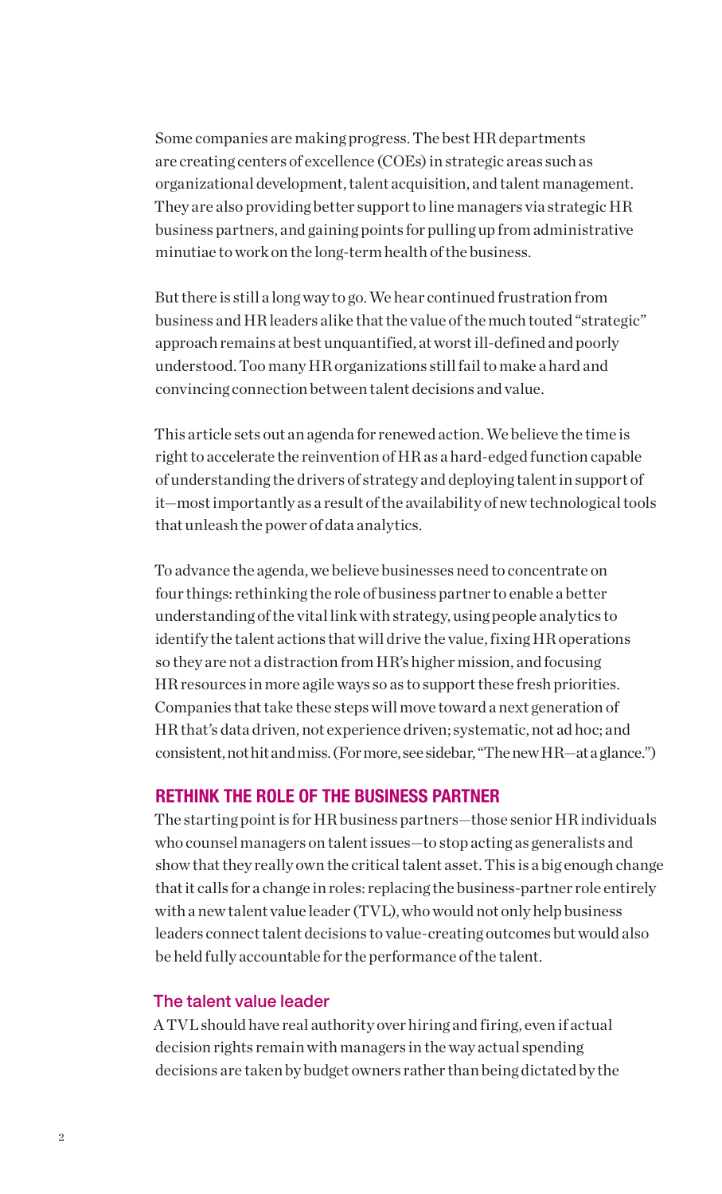Some companies are making progress. The best HR departments are creating centers of excellence (COEs) in strategic areas such as organizational development, talent acquisition, and talent management. They are also providing better support to line managers via strategic HR business partners, and gaining points for pulling up from administrative minutiae to work on the long-term health of the business.

But there is still a long way to go. We hear continued frustration from business and HR leaders alike that the value of the much touted "strategic" approach remains at best unquantified, at worst ill-defined and poorly understood. Too many HR organizations still fail to make a hard and convincing connection between talent decisions and value.

This article sets out an agenda for renewed action. We believe the time is right to accelerate the reinvention of HR as a hard-edged function capable of understanding the drivers of strategy and deploying talent in support of it—most importantly as a result of the availability of new technological tools that unleash the power of data analytics.

To advance the agenda, we believe businesses need to concentrate on four things: rethinking the role of business partner to enable a better understanding of the vital link with strategy, using people analytics to identify the talent actions that will drive the value, fixing HR operations so they are not a distraction from HR's higher mission, and focusing HR resources in more agile ways so as to support these fresh priorities. Companies that take these steps will move toward a next generation of HR that's data driven, not experience driven; systematic, not ad hoc; and consistent, not hit and miss. (For more, see sidebar, "The new HR—at a glance.")

## RETHINK THE ROLE OF THE BUSINESS PARTNER

The starting point is for HR business partners—those senior HR individuals who counsel managers on talent issues—to stop acting as generalists and show that they really own the critical talent asset. This is a big enough change that it calls for a change in roles: replacing the business-partner role entirely with a new talent value leader (TVL), who would not only help business leaders connect talent decisions to value-creating outcomes but would also be held fully accountable for the performance of the talent.

### The talent value leader

A TVL should have real authority over hiring and firing, even if actual decision rights remain with managers in the way actual spending decisions are taken by budget owners rather than being dictated by the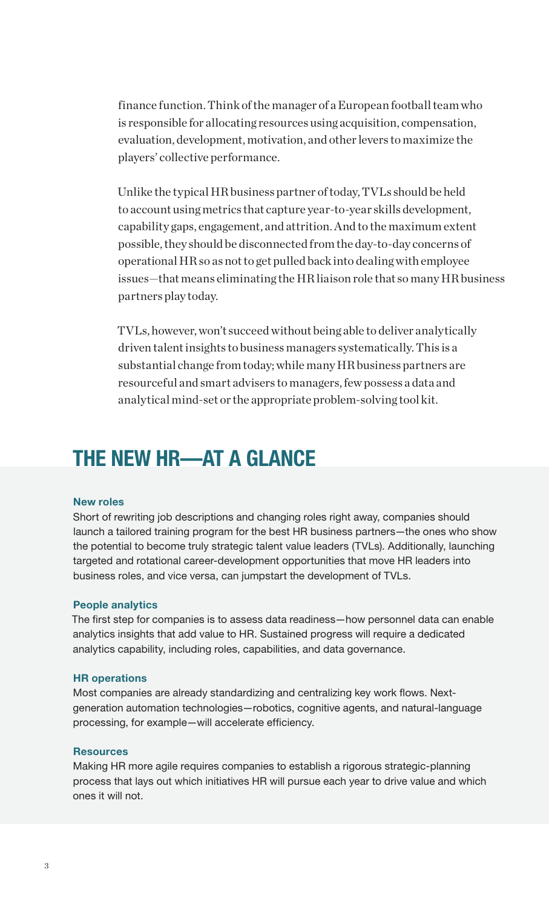finance function. Think of the manager of a European football team who is responsible for allocating resources using acquisition, compensation, evaluation, development, motivation, and other levers to maximize the players' collective performance.

Unlike the typical HR business partner of today, TVLs should be held to account using metrics that capture year-to-year skills development, capability gaps, engagement, and attrition. And to the maximum extent possible, they should be disconnected from the day-to-day concerns of operational HR so as not to get pulled back into dealing with employee issues—that means eliminating the HR liaison role that so many HR business partners play today.

TVLs, however, won't succeed without being able to deliver analytically driven talent insights to business managers systematically. This is a substantial change from today; while many HR business partners are resourceful and smart advisers to managers, few possess a data and analytical mind-set or the appropriate problem-solving tool kit.

## THE NEW HR—AT A GLANCE

**New roles**

Short of rewriting job descriptions and changing roles right away, companies should launch a tailored training program for the best HR business partners—the ones who show the potential to become truly strategic talent value leaders (TVLs). Additionally, launching targeted and rotational career-development opportunities that move HR leaders into business roles, and vice versa, can jumpstart the development of TVLs.

**People analytics**

The first step for companies is to assess data readiness—how personnel data can enable analytics insights that add value to HR. Sustained progress will require a dedicated analytics capability, including roles, capabilities, and data governance.

**HR operations**

Most companies are already standardizing and centralizing key work flows. Next-generation automation technologies—robotics, cognitive agents, and natural-language processing, for example—will accelerate efficiency.

**Resources**

Making HR more agile requires companies to establish a rigorous strategic-planning process that lays out which initiatives HR will pursue each year to drive value and which ones it will not.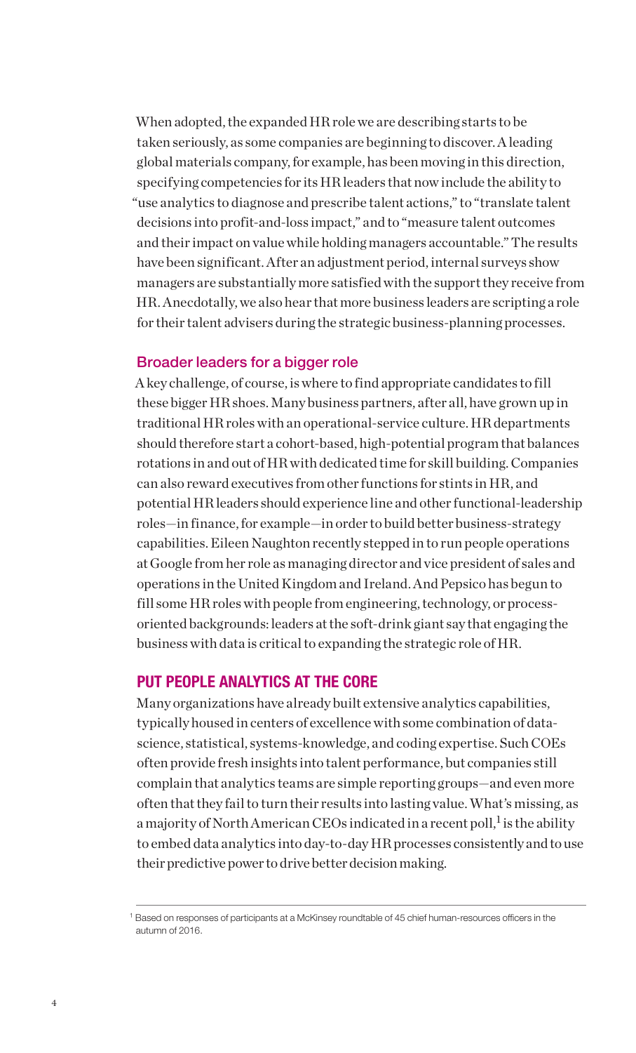When adopted, the expanded HR role we are describing starts to be taken seriously, as some companies are beginning to discover. A leading global materials company, for example, has been moving in this direction, specifying competencies for its HR leaders that now include the ability to "use analytics to diagnose and prescribe talent actions," to "translate talent decisions into profit-and-loss impact," and to "measure talent outcomes and their impact on value while holding managers accountable." The results have been significant. After an adjustment period, internal surveys show managers are substantially more satisfied with the support they receive from HR. Anecdotally, we also hear that more business leaders are scripting a role for their talent advisers during the strategic business-planning processes.

### Broader leaders for a bigger role

A key challenge, of course, is where to find appropriate candidates to fill these bigger HR shoes. Many business partners, after all, have grown up in traditional HR roles with an operational-service culture. HR departments should therefore start a cohort-based, high-potential program that balances rotations in and out of HR with dedicated time for skill building. Companies can also reward executives from other functions for stints in HR, and potential HR leaders should experience line and other functional-leadership roles—in finance, for example—in order to build better business-strategy capabilities. Eileen Naughton recently stepped in to run people operations at Google from her role as managing director and vice president of sales and operations in the United Kingdom and Ireland. And Pepsico has begun to fill some HR roles with people from engineering, technology, or process-oriented backgrounds: leaders at the soft-drink giant say that engaging the business with data is critical to expanding the strategic role of HR.

## PUT PEOPLE ANALYTICS AT THE CORE

Many organizations have already built extensive analytics capabilities, typically housed in centers of excellence with some combination of data-science, statistical, systems-knowledge, and coding expertise. Such COEs often provide fresh insights into talent performance, but companies still complain that analytics teams are simple reporting groups—and even more often that they fail to turn their results into lasting value. What's missing, as a majority of North American CEOs indicated in a recent poll,[1] is the ability to embed data analytics into day-to-day HR processes consistently and to use their predictive power to drive better decision making.

---

[1] Based on responses of participants at a McKinsey roundtable of 45 chief human-resources officers in the autumn of 2016.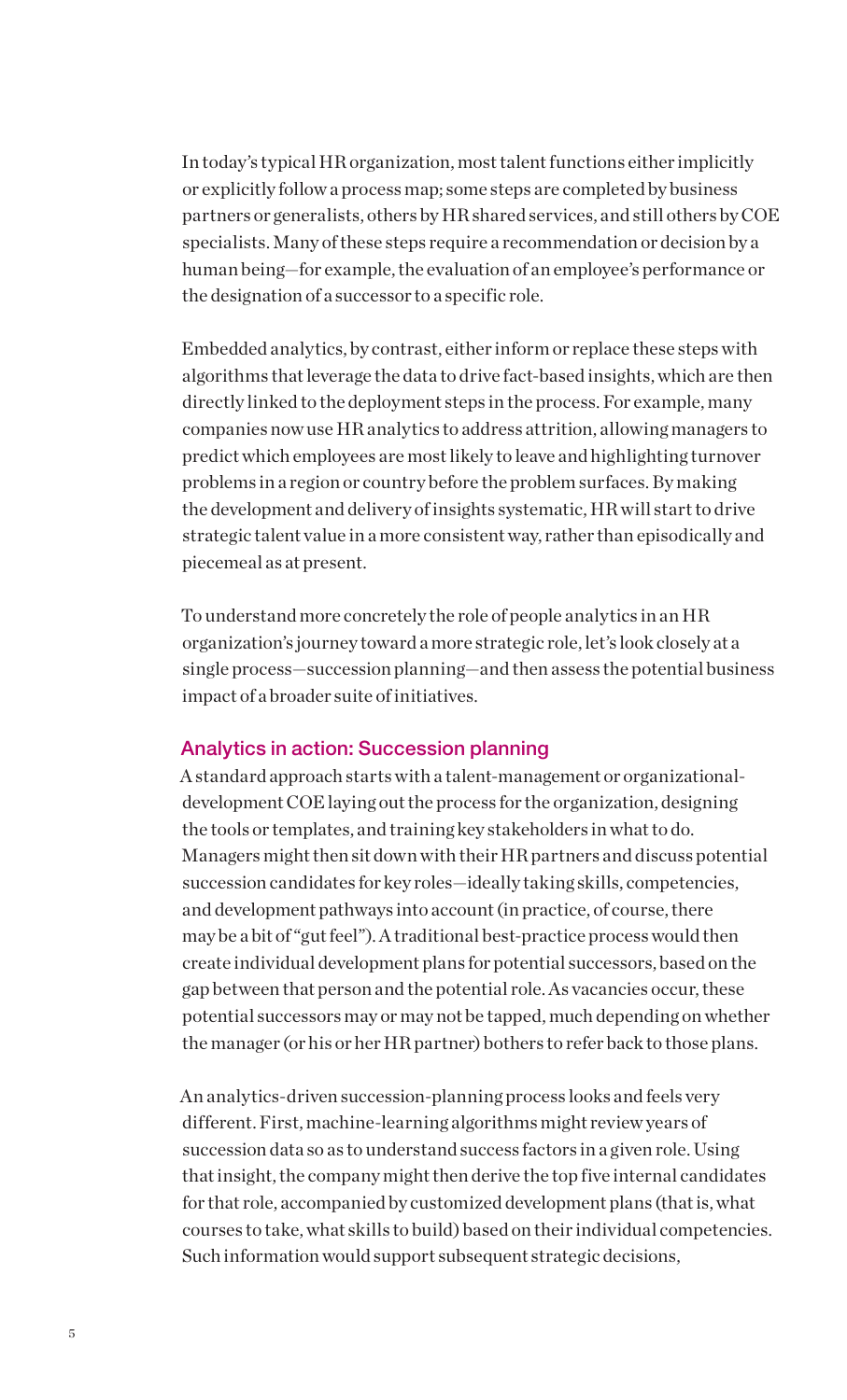In today's typical HR organization, most talent functions either implicitly or explicitly follow a process map; some steps are completed by business partners or generalists, others by HR shared services, and still others by COE specialists. Many of these steps require a recommendation or decision by a human being—for example, the evaluation of an employee's performance or the designation of a successor to a specific role.

Embedded analytics, by contrast, either inform or replace these steps with algorithms that leverage the data to drive fact-based insights, which are then directly linked to the deployment steps in the process. For example, many companies now use HR analytics to address attrition, allowing managers to predict which employees are most likely to leave and highlighting turnover problems in a region or country before the problem surfaces. By making the development and delivery of insights systematic, HR will start to drive strategic talent value in a more consistent way, rather than episodically and piecemeal as at present.

To understand more concretely the role of people analytics in an HR organization's journey toward a more strategic role, let's look closely at a single process—succession planning—and then assess the potential business impact of a broader suite of initiatives.

## Analytics in action: Succession planning

A standard approach starts with a talent-management or organizational-development COE laying out the process for the organization, designing the tools or templates, and training key stakeholders in what to do. Managers might then sit down with their HR partners and discuss potential succession candidates for key roles—ideally taking skills, competencies, and development pathways into account (in practice, of course, there may be a bit of "gut feel"). A traditional best-practice process would then create individual development plans for potential successors, based on the gap between that person and the potential role. As vacancies occur, these potential successors may or may not be tapped, much depending on whether the manager (or his or her HR partner) bothers to refer back to those plans.

An analytics-driven succession-planning process looks and feels very different. First, machine-learning algorithms might review years of succession data so as to understand success factors in a given role. Using that insight, the company might then derive the top five internal candidates for that role, accompanied by customized development plans (that is, what courses to take, what skills to build) based on their individual competencies. Such information would support subsequent strategic decisions,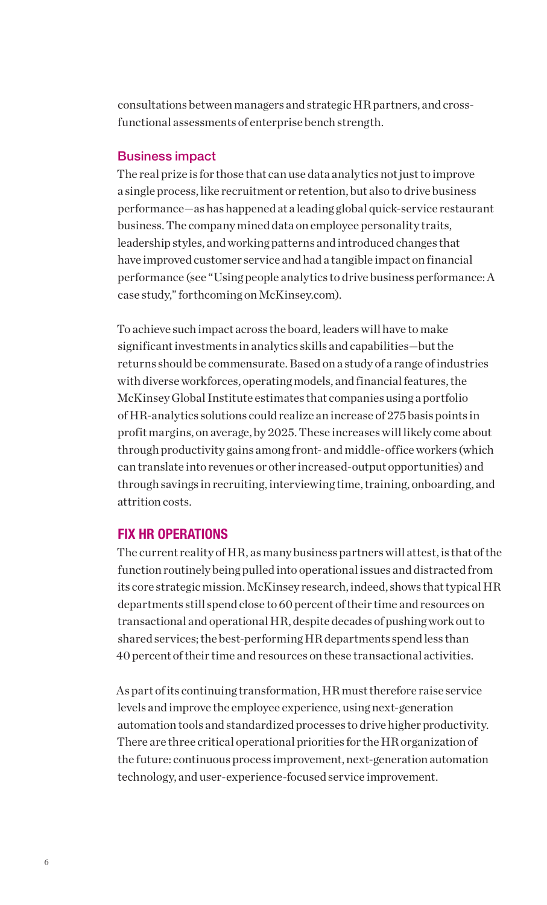consultations between managers and strategic HR partners, and cross-functional assessments of enterprise bench strength.

### Business impact

The real prize is for those that can use data analytics not just to improve a single process, like recruitment or retention, but also to drive business performance—as has happened at a leading global quick-service restaurant business. The company mined data on employee personality traits, leadership styles, and working patterns and introduced changes that have improved customer service and had a tangible impact on financial performance (see "Using people analytics to drive business performance: A case study," forthcoming on McKinsey.com).

To achieve such impact across the board, leaders will have to make significant investments in analytics skills and capabilities—but the returns should be commensurate. Based on a study of a range of industries with diverse workforces, operating models, and financial features, the McKinsey Global Institute estimates that companies using a portfolio of HR-analytics solutions could realize an increase of 275 basis points in profit margins, on average, by 2025. These increases will likely come about through productivity gains among front- and middle-office workers (which can translate into revenues or other increased-output opportunities) and through savings in recruiting, interviewing time, training, onboarding, and attrition costs.

## FIX HR OPERATIONS

The current reality of HR, as many business partners will attest, is that of the function routinely being pulled into operational issues and distracted from its core strategic mission. McKinsey research, indeed, shows that typical HR departments still spend close to 60 percent of their time and resources on transactional and operational HR, despite decades of pushing work out to shared services; the best-performing HR departments spend less than 40 percent of their time and resources on these transactional activities.

As part of its continuing transformation, HR must therefore raise service levels and improve the employee experience, using next-generation automation tools and standardized processes to drive higher productivity. There are three critical operational priorities for the HR organization of the future: continuous process improvement, next-generation automation technology, and user-experience-focused service improvement.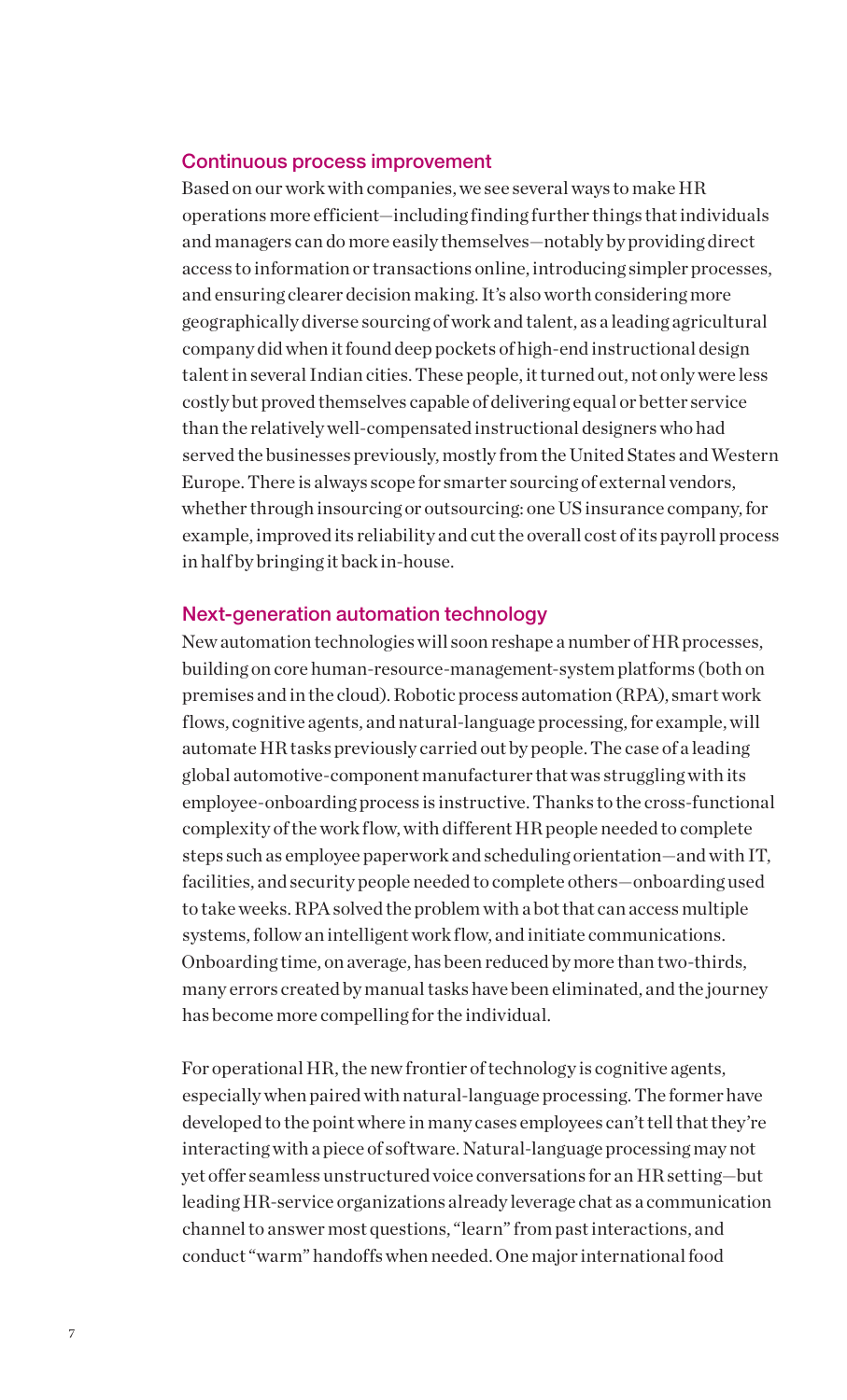### Continuous process improvement

Based on our work with companies, we see several ways to make HR operations more efficient—including finding further things that individuals and managers can do more easily themselves—notably by providing direct access to information or transactions online, introducing simpler processes, and ensuring clearer decision making. It's also worth considering more geographically diverse sourcing of work and talent, as a leading agricultural company did when it found deep pockets of high-end instructional design talent in several Indian cities. These people, it turned out, not only were less costly but proved themselves capable of delivering equal or better service than the relatively well-compensated instructional designers who had served the businesses previously, mostly from the United States and Western Europe. There is always scope for smarter sourcing of external vendors, whether through insourcing or outsourcing: one US insurance company, for example, improved its reliability and cut the overall cost of its payroll process in half by bringing it back in-house.

### Next-generation automation technology

New automation technologies will soon reshape a number of HR processes, building on core human-resource-management-system platforms (both on premises and in the cloud). Robotic process automation (RPA), smart work flows, cognitive agents, and natural-language processing, for example, will automate HR tasks previously carried out by people. The case of a leading global automotive-component manufacturer that was struggling with its employee-onboarding process is instructive. Thanks to the cross-functional complexity of the work flow, with different HR people needed to complete steps such as employee paperwork and scheduling orientation—and with IT, facilities, and security people needed to complete others—onboarding used to take weeks. RPA solved the problem with a bot that can access multiple systems, follow an intelligent work flow, and initiate communications. Onboarding time, on average, has been reduced by more than two-thirds, many errors created by manual tasks have been eliminated, and the journey has become more compelling for the individual.

For operational HR, the new frontier of technology is cognitive agents, especially when paired with natural-language processing. The former have developed to the point where in many cases employees can't tell that they're interacting with a piece of software. Natural-language processing may not yet offer seamless unstructured voice conversations for an HR setting—but leading HR-service organizations already leverage chat as a communication channel to answer most questions, "learn" from past interactions, and conduct "warm" handoffs when needed. One major international food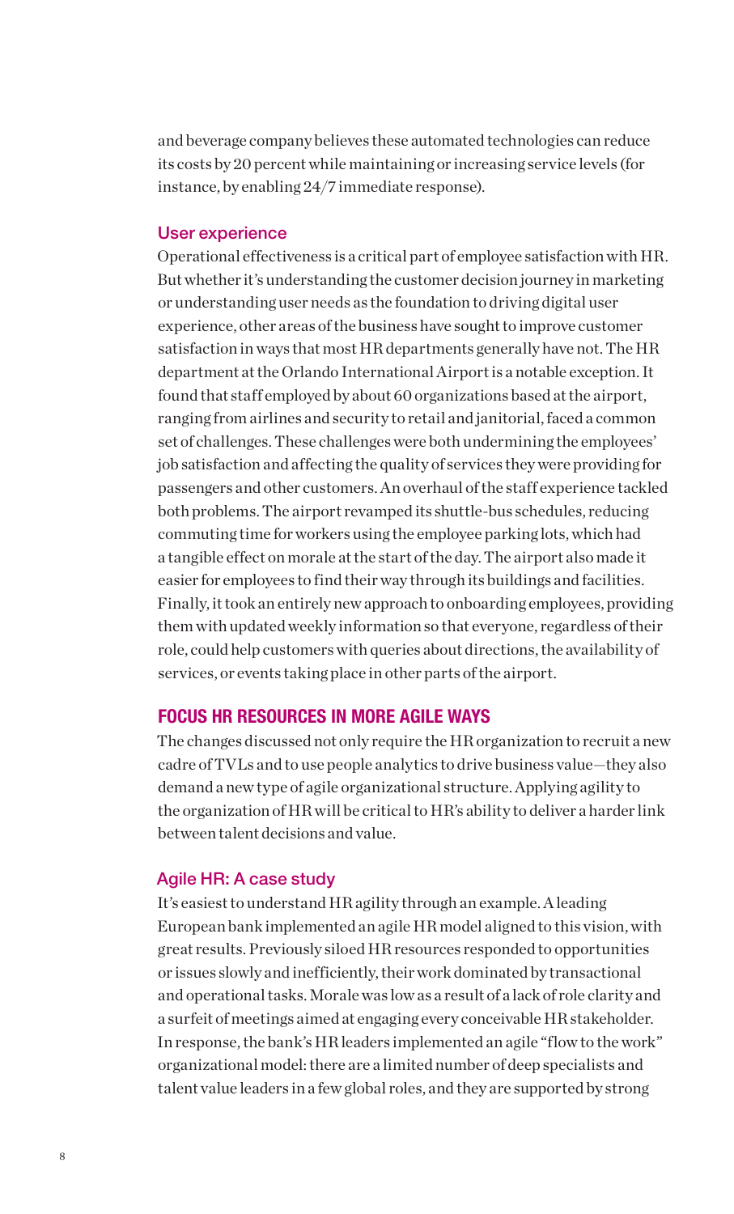and beverage company believes these automated technologies can reduce its costs by 20 percent while maintaining or increasing service levels (for instance, by enabling 24/7 immediate response).

### User experience

Operational effectiveness is a critical part of employee satisfaction with HR. But whether it's understanding the customer decision journey in marketing or understanding user needs as the foundation to driving digital user experience, other areas of the business have sought to improve customer satisfaction in ways that most HR departments generally have not. The HR department at the Orlando International Airport is a notable exception. It found that staff employed by about 60 organizations based at the airport, ranging from airlines and security to retail and janitorial, faced a common set of challenges. These challenges were both undermining the employees' job satisfaction and affecting the quality of services they were providing for passengers and other customers. An overhaul of the staff experience tackled both problems. The airport revamped its shuttle-bus schedules, reducing commuting time for workers using the employee parking lots, which had a tangible effect on morale at the start of the day. The airport also made it easier for employees to find their way through its buildings and facilities. Finally, it took an entirely new approach to onboarding employees, providing them with updated weekly information so that everyone, regardless of their role, could help customers with queries about directions, the availability of services, or events taking place in other parts of the airport.

## FOCUS HR RESOURCES IN MORE AGILE WAYS

The changes discussed not only require the HR organization to recruit a new cadre of TVLs and to use people analytics to drive business value—they also demand a new type of agile organizational structure. Applying agility to the organization of HR will be critical to HR's ability to deliver a harder link between talent decisions and value.

### Agile HR: A case study

It's easiest to understand HR agility through an example. A leading European bank implemented an agile HR model aligned to this vision, with great results. Previously siloed HR resources responded to opportunities or issues slowly and inefficiently, their work dominated by transactional and operational tasks. Morale was low as a result of a lack of role clarity and a surfeit of meetings aimed at engaging every conceivable HR stakeholder. In response, the bank's HR leaders implemented an agile "flow to the work" organizational model: there are a limited number of deep specialists and talent value leaders in a few global roles, and they are supported by strong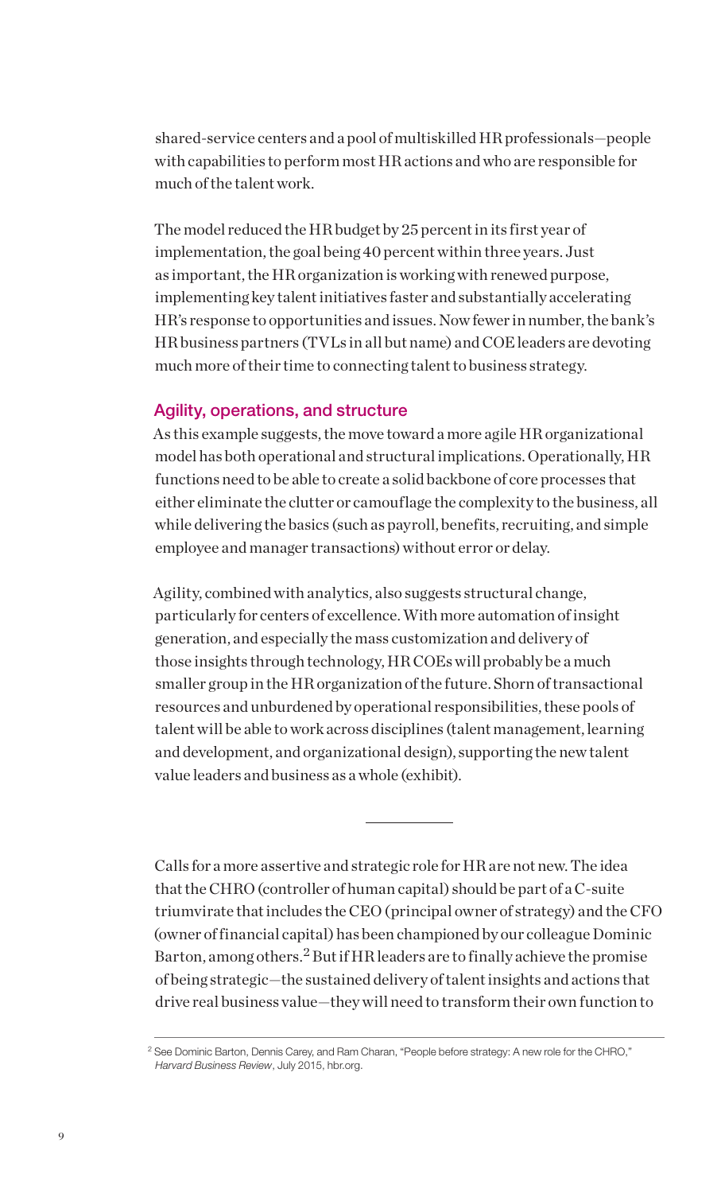shared-service centers and a pool of multiskilled HR professionals—people with capabilities to perform most HR actions and who are responsible for much of the talent work.

The model reduced the HR budget by 25 percent in its first year of implementation, the goal being 40 percent within three years. Just as important, the HR organization is working with renewed purpose, implementing key talent initiatives faster and substantially accelerating HR's response to opportunities and issues. Now fewer in number, the bank's HR business partners (TVLs in all but name) and COE leaders are devoting much more of their time to connecting talent to business strategy.

### Agility, operations, and structure

As this example suggests, the move toward a more agile HR organizational model has both operational and structural implications. Operationally, HR functions need to be able to create a solid backbone of core processes that either eliminate the clutter or camouflage the complexity to the business, all while delivering the basics (such as payroll, benefits, recruiting, and simple employee and manager transactions) without error or delay.

Agility, combined with analytics, also suggests structural change, particularly for centers of excellence. With more automation of insight generation, and especially the mass customization and delivery of those insights through technology, HR COEs will probably be a much smaller group in the HR organization of the future. Shorn of transactional resources and unburdened by operational responsibilities, these pools of talent will be able to work across disciplines (talent management, learning and development, and organizational design), supporting the new talent value leaders and business as a whole (exhibit).

---

Calls for a more assertive and strategic role for HR are not new. The idea that the CHRO (controller of human capital) should be part of a C-suite triumvirate that includes the CEO (principal owner of strategy) and the CFO (owner of financial capital) has been championed by our colleague Dominic Barton, among others.[2] But if HR leaders are to finally achieve the promise of being strategic—the sustained delivery of talent insights and actions that drive real business value—they will need to transform their own function to

[2] See Dominic Barton, Dennis Carey, and Ram Charan, "People before strategy: A new role for the CHRO," *Harvard Business Review*, July 2015, hbr.org.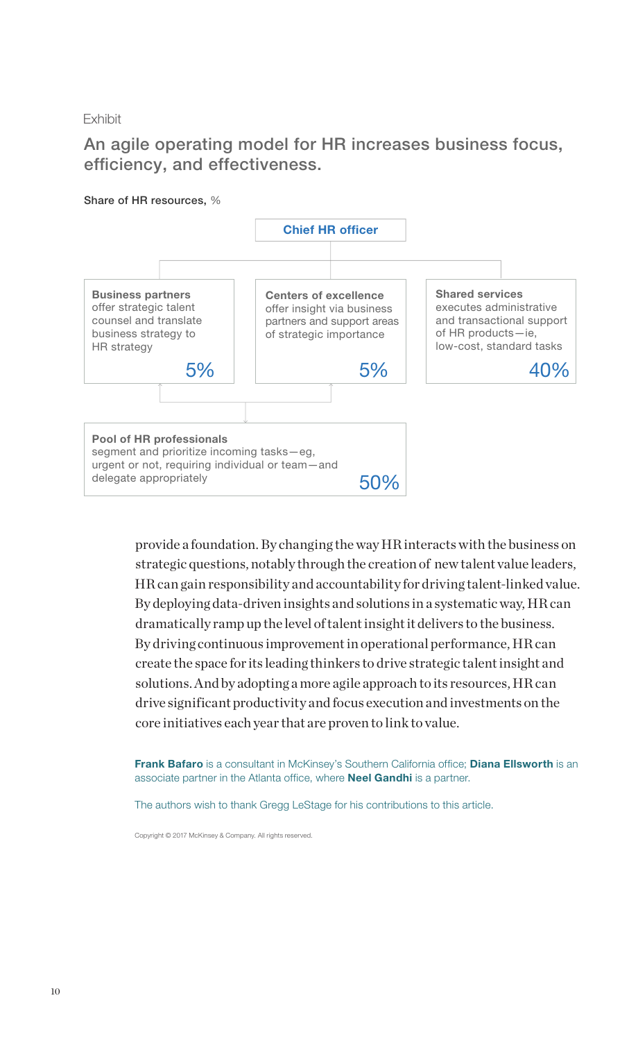Exhibit

## An agile operating model for HR increases business focus, efficiency, and effectiveness.

Share of HR resources, %

Chief HR officer

**Business partners** offer strategic talent counsel and translate business strategy to HR strategy

5%

**Centers of excellence** offer insight via business partners and support areas of strategic importance

5%

**Shared services** executes administrative and transactional support of HR products—ie, low-cost, standard tasks

40%

**Pool of HR professionals** segment and prioritize incoming tasks—eg, urgent or not, requiring individual or team—and delegate appropriately

50%

provide a foundation. By changing the way HR interacts with the business on strategic questions, notably through the creation of new talent value leaders, HR can gain responsibility and accountability for driving talent-linked value. By deploying data-driven insights and solutions in a systematic way, HR can dramatically ramp up the level of talent insight it delivers to the business. By driving continuous improvement in operational performance, HR can create the space for its leading thinkers to drive strategic talent insight and solutions. And by adopting a more agile approach to its resources, HR can drive significant productivity and focus execution and investments on the core initiatives each year that are proven to link to value.

**Frank Bafaro** is a consultant in McKinsey's Southern California office; **Diana Ellsworth** is an associate partner in the Atlanta office, where **Neel Gandhi** is a partner.

The authors wish to thank Gregg LeStage for his contributions to this article.

Copyright © 2017 McKinsey & Company. All rights reserved.